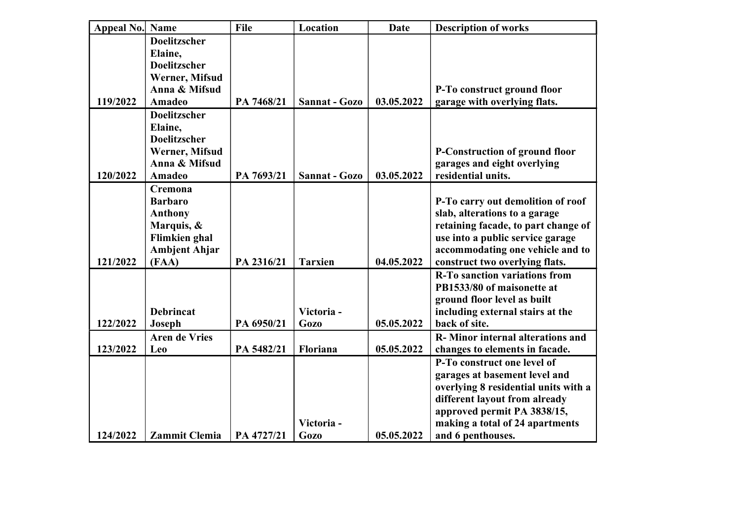| Appeal No. | Name | File | Location | Date | Description of works |
|---|---|---|---|---|---|
| 119/2022 | Doelitzscher Elaine, Doelitzscher Werner, Mifsud Anna & Mifsud Amadeo | PA 7468/21 | Sannat - Gozo | 03.05.2022 | P-To construct ground floor garage with overlying flats. |
| 120/2022 | Doelitzscher Elaine, Doelitzscher Werner, Mifsud Anna & Mifsud Amadeo | PA 7693/21 | Sannat - Gozo | 03.05.2022 | P-Construction of ground floor garages and eight overlying residential units. |
| 121/2022 | Cremona Barbaro Anthony Marquis, & Flimkien ghal Ambjent Ahjar (FAA) | PA 2316/21 | Tarxien | 04.05.2022 | P-To carry out demolition of roof slab, alterations to a garage retaining facade, to part change of use into a public service garage accommodating one vehicle and to construct two overlying flats. |
| 122/2022 | Debrincat Joseph | PA 6950/21 | Victoria - Gozo | 05.05.2022 | R-To sanction variations from PB1533/80 of maisonette at ground floor level as built including external stairs at the back of site. |
| 123/2022 | Aren de Vries Leo | PA 5482/21 | Floriana | 05.05.2022 | R- Minor internal alterations and changes to elements in facade. |
| 124/2022 | Zammit Clemia | PA 4727/21 | Victoria - Gozo | 05.05.2022 | P-To construct one level of garages at basement level and overlying 8 residential units with a different layout from already approved permit PA 3838/15, making a total of 24 apartments and 6 penthouses. |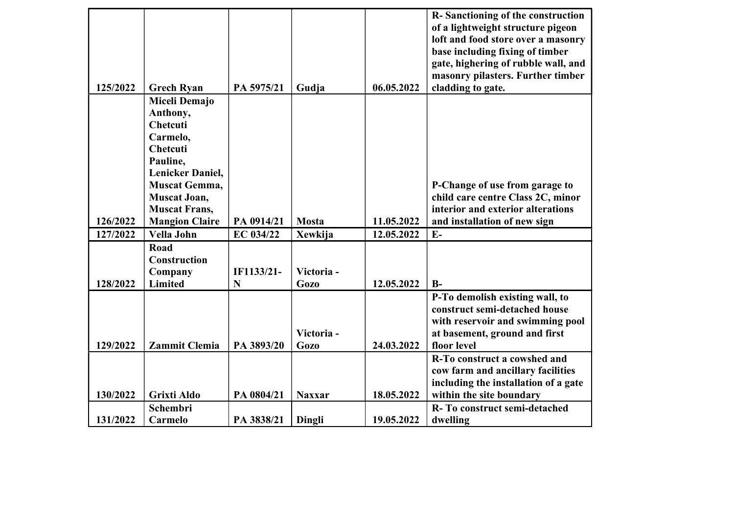| | | | | | |
|---|---|---|---|---|---|
| **125/2022** | **Grech Ryan** | **PA 5975/21** | **Gudja** | **06.05.2022** | **R- Sanctioning of the construction of a lightweight structure pigeon loft and food store over a masonry base including fixing of timber gate, highering of rubble wall, and masonry pilasters. Further timber cladding to gate.** |
| **126/2022** | **Miceli Demajo Anthony, Chetcuti Carmelo, Chetcuti Pauline, Lenicker Daniel, Muscat Gemma, Muscat Joan, Muscat Frans, Mangion Claire** | **PA 0914/21** | **Mosta** | **11.05.2022** | **P-Change of use from garage to child care centre Class 2C, minor interior and exterior alterations and installation of new sign** |
| **127/2022** | **Vella John** | **EC 034/22** | **Xewkija** | **12.05.2022** | **E-** |
| **128/2022** | **Road Construction Company Limited** | **IF1133/21-N** | **Victoria - Gozo** | **12.05.2022** | **B-** |
| **129/2022** | **Zammit Clemia** | **PA 3893/20** | **Victoria - Gozo** | **24.03.2022** | **P-To demolish existing wall, to construct semi-detached house with reservoir and swimming pool at basement, ground and first floor level** |
| **130/2022** | **Grixti Aldo** | **PA 0804/21** | **Naxxar** | **18.05.2022** | **R-To construct a cowshed and cow farm and ancillary facilities including the installation of a gate within the site boundary** |
| **131/2022** | **Schembri Carmelo** | **PA 3838/21** | **Dingli** | **19.05.2022** | **R- To construct semi-detached dwelling** |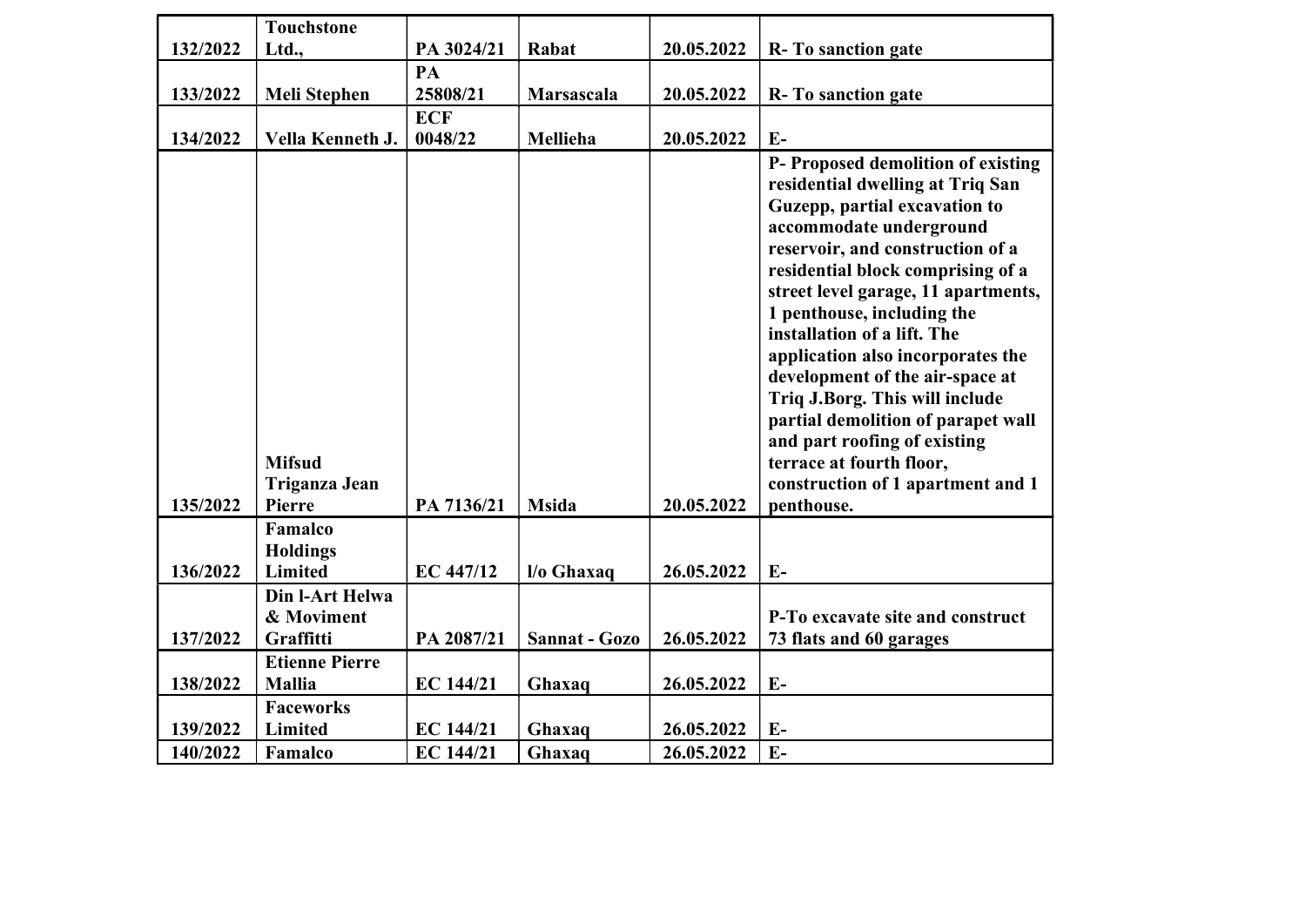| | | | | | |
|---|---|---|---|---|---|
| 132/2022 | Touchstone Ltd., | PA 3024/21 | Rabat | 20.05.2022 | R- To sanction gate |
| 133/2022 | Meli Stephen | PA 25808/21 | Marsascala | 20.05.2022 | R- To sanction gate |
| 134/2022 | Vella Kenneth J. | ECF 0048/22 | Mellieha | 20.05.2022 | E- |
| 135/2022 | Mifsud Triganza Jean Pierre | PA 7136/21 | Msida | 20.05.2022 | P- Proposed demolition of existing residential dwelling at Triq San Guzepp, partial excavation to accommodate underground reservoir, and construction of a residential block comprising of a street level garage, 11 apartments, 1 penthouse, including the installation of a lift. The application also incorporates the development of the air-space at Triq J.Borg. This will include partial demolition of parapet wall and part roofing of existing terrace at fourth floor, construction of 1 apartment and 1 penthouse. |
| 136/2022 | Famalco Holdings Limited | EC 447/12 | l/o Ghaxaq | 26.05.2022 | E- |
| 137/2022 | Din l-Art Helwa & Moviment Graffitti | PA 2087/21 | Sannat - Gozo | 26.05.2022 | P-To excavate site and construct 73 flats and 60 garages |
| 138/2022 | Etienne Pierre Mallia | EC 144/21 | Ghaxaq | 26.05.2022 | E- |
| 139/2022 | Faceworks Limited | EC 144/21 | Ghaxaq | 26.05.2022 | E- |
| 140/2022 | Famalco | EC 144/21 | Ghaxaq | 26.05.2022 | E- |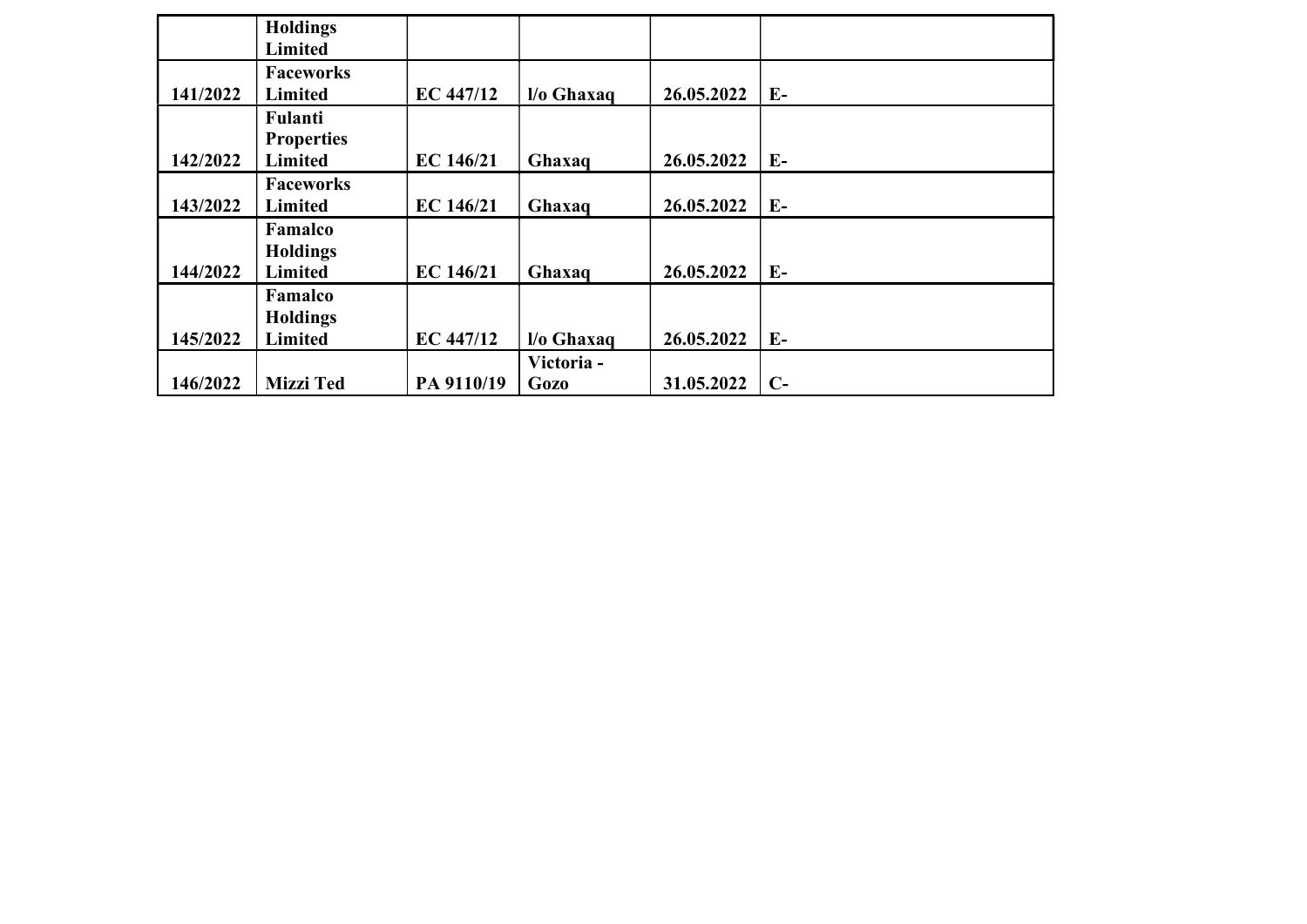| | | | | | |
|---|---|---|---|---|---|
| | Holdings Limited | | | | |
| 141/2022 | Faceworks Limited | EC 447/12 | l/o Ghaxaq | 26.05.2022 | E- |
| 142/2022 | Fulanti Properties Limited | EC 146/21 | Ghaxaq | 26.05.2022 | E- |
| 143/2022 | Faceworks Limited | EC 146/21 | Ghaxaq | 26.05.2022 | E- |
| 144/2022 | Famalco Holdings Limited | EC 146/21 | Ghaxaq | 26.05.2022 | E- |
| 145/2022 | Famalco Holdings Limited | EC 447/12 | l/o Ghaxaq | 26.05.2022 | E- |
| 146/2022 | Mizzi Ted | PA 9110/19 | Victoria - Gozo | 31.05.2022 | C- |